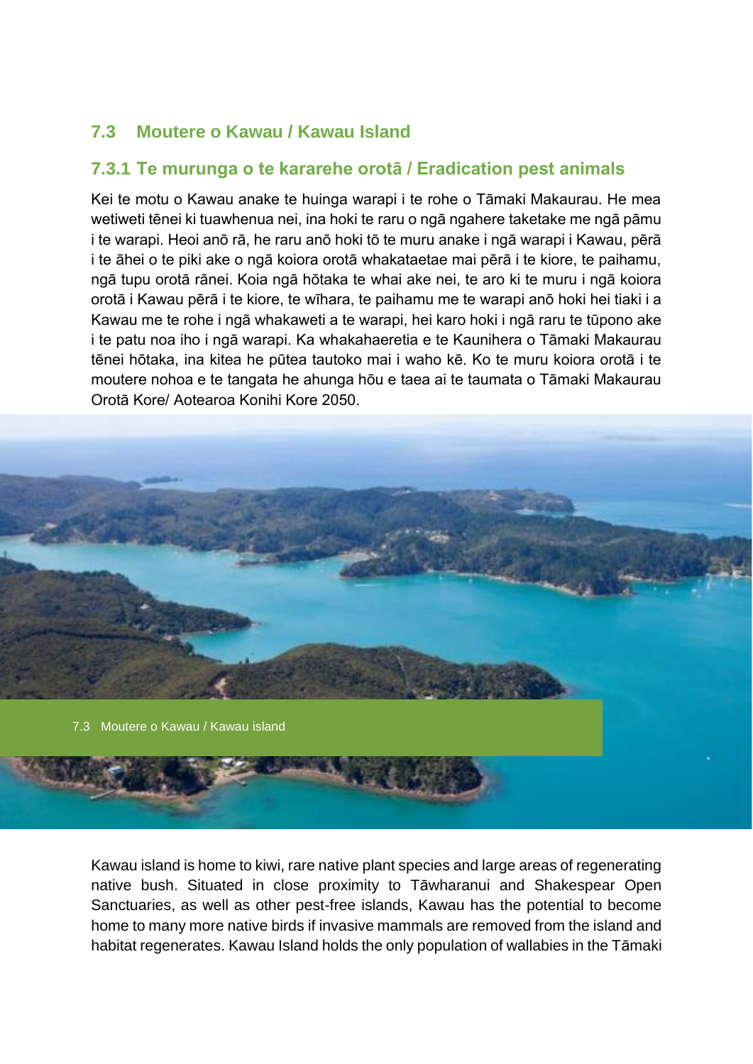## 7.3 Moutere o Kawau / Kawau Island

### 7.3.1 Te murunga o te kararehe orotā / Eradication pest animals

Kei te motu o Kawau anake te huinga warapi i te rohe o Tāmaki Makaurau. He mea wetiweti tēnei ki tuawhenua nei, ina hoki te raru o ngā ngahere taketake me ngā pāmu i te warapi. Heoi anō rā, he raru anō hoki tō te muru anake i ngā warapi i Kawau, pērā i te āhei o te piki ake o ngā koiora orotā whakataetae mai pērā i te kiore, te paihamu, ngā tupu orotā rānei. Koia ngā hōtaka te whai ake nei, te aro ki te muru i ngā koiora orotā i Kawau pērā i te kiore, te wīhara, te paihamu me te warapi anō hoki hei tiaki i a Kawau me te rohe i ngā whakaweti a te warapi, hei karo hoki i ngā raru te tūpono ake i te patu noa iho i ngā warapi. Ka whakahaeretia e te Kaunihera o Tāmaki Makaurau tēnei hōtaka, ina kitea he pūtea tautoko mai i waho kē. Ko te muru koiora orotā i te moutere nohoa e te tangata he ahunga hōu e taea ai te taumata o Tāmaki Makaurau Orotā Kore/ Aotearoa Konihi Kore 2050.

7.3 Moutere o Kawau / Kawau island

Kawau island is home to kiwi, rare native plant species and large areas of regenerating native bush. Situated in close proximity to Tāwharanui and Shakespear Open Sanctuaries, as well as other pest-free islands, Kawau has the potential to become home to many more native birds if invasive mammals are removed from the island and habitat regenerates. Kawau Island holds the only population of wallabies in the Tāmaki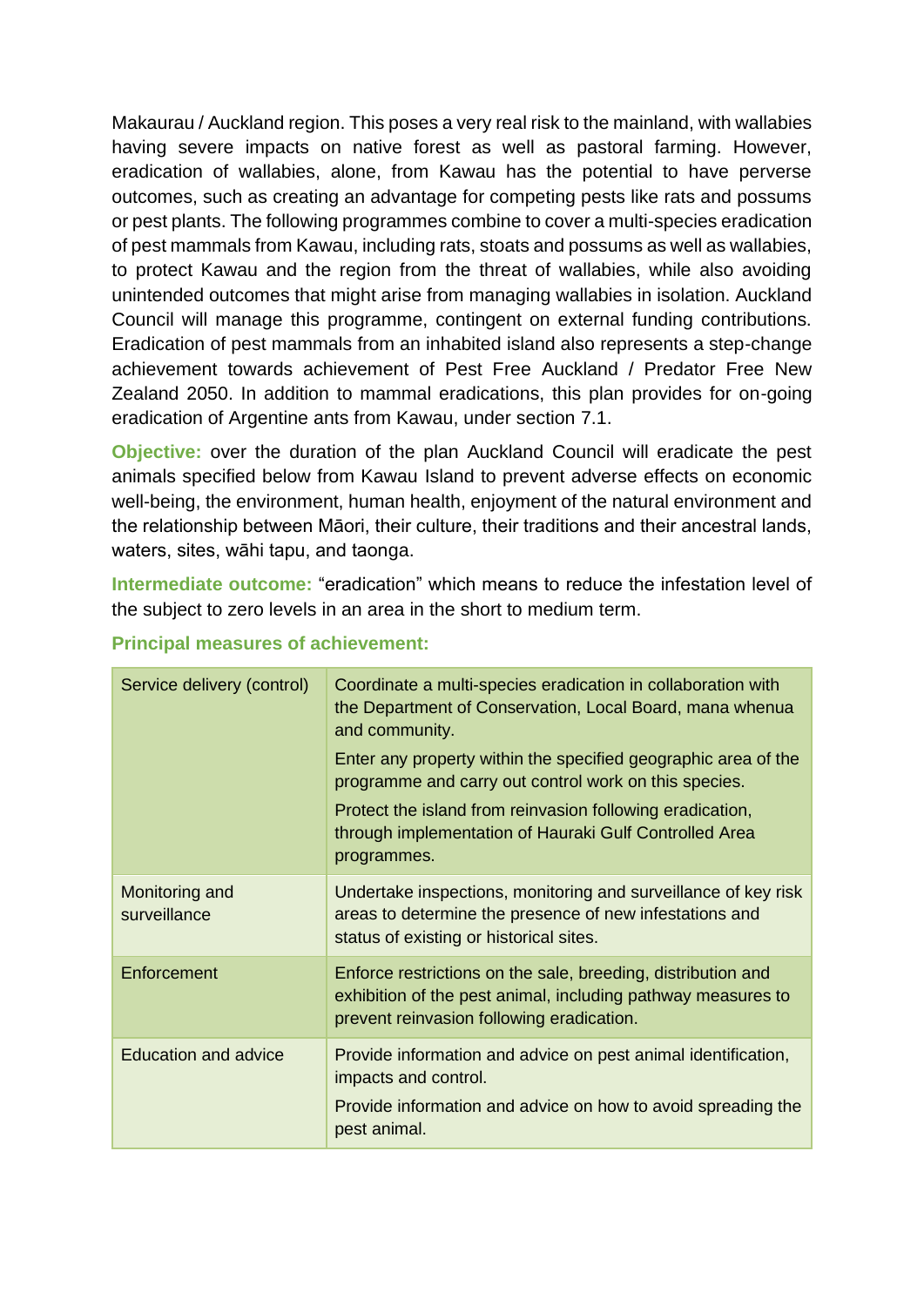Makaurau / Auckland region. This poses a very real risk to the mainland, with wallabies having severe impacts on native forest as well as pastoral farming. However, eradication of wallabies, alone, from Kawau has the potential to have perverse outcomes, such as creating an advantage for competing pests like rats and possums or pest plants. The following programmes combine to cover a multi-species eradication of pest mammals from Kawau, including rats, stoats and possums as well as wallabies, to protect Kawau and the region from the threat of wallabies, while also avoiding unintended outcomes that might arise from managing wallabies in isolation. Auckland Council will manage this programme, contingent on external funding contributions. Eradication of pest mammals from an inhabited island also represents a step-change achievement towards achievement of Pest Free Auckland / Predator Free New Zealand 2050. In addition to mammal eradications, this plan provides for on-going eradication of Argentine ants from Kawau, under section 7.1.

**Objective:** over the duration of the plan Auckland Council will eradicate the pest animals specified below from Kawau Island to prevent adverse effects on economic well-being, the environment, human health, enjoyment of the natural environment and the relationship between Māori, their culture, their traditions and their ancestral lands, waters, sites, wāhi tapu, and taonga.

**Intermediate outcome:** "eradication" which means to reduce the infestation level of the subject to zero levels in an area in the short to medium term.

**Principal measures of achievement:**

| | |
|---|---|
| Service delivery (control) | Coordinate a multi-species eradication in collaboration with the Department of Conservation, Local Board, mana whenua and community.<br><br>Enter any property within the specified geographic area of the programme and carry out control work on this species.<br><br>Protect the island from reinvasion following eradication, through implementation of Hauraki Gulf Controlled Area programmes. |
| Monitoring and surveillance | Undertake inspections, monitoring and surveillance of key risk areas to determine the presence of new infestations and status of existing or historical sites. |
| Enforcement | Enforce restrictions on the sale, breeding, distribution and exhibition of the pest animal, including pathway measures to prevent reinvasion following eradication. |
| Education and advice | Provide information and advice on pest animal identification, impacts and control.<br><br>Provide information and advice on how to avoid spreading the pest animal. |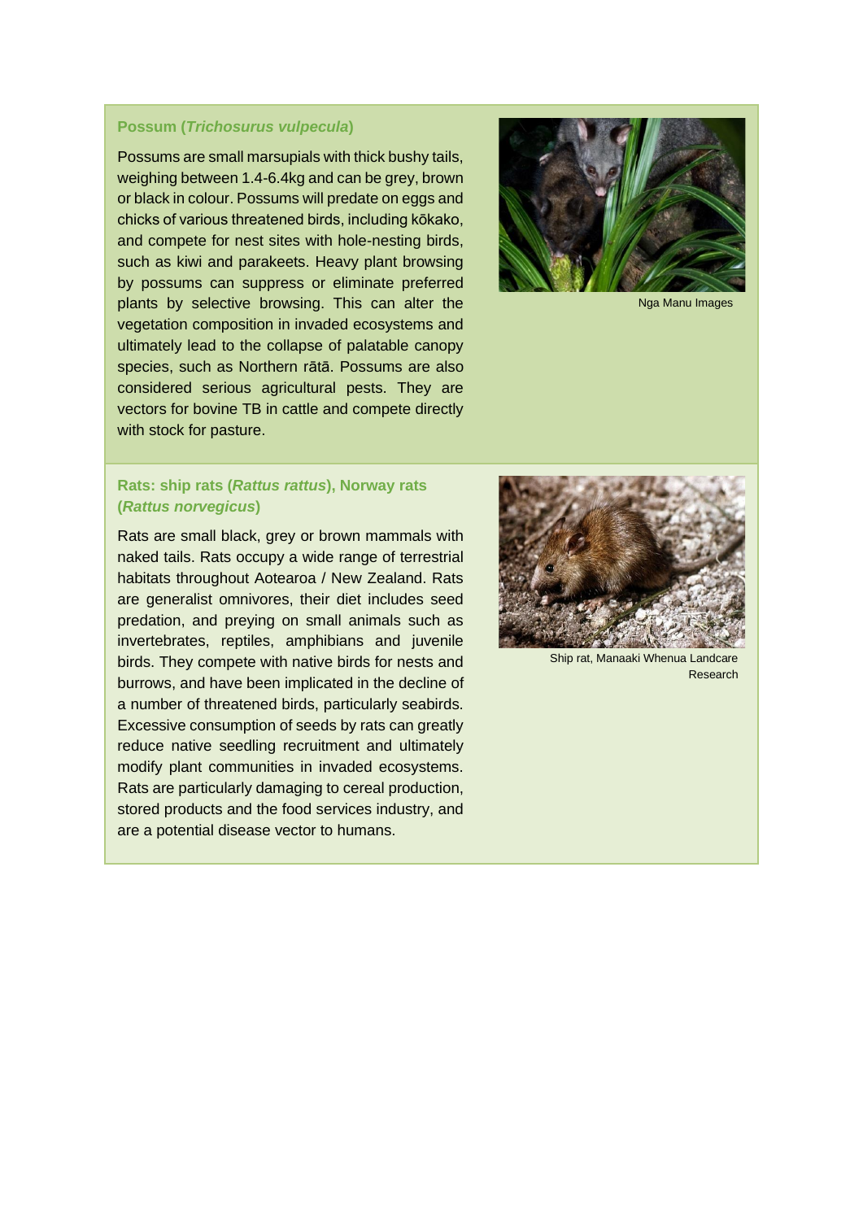### Possum (*Trichosurus vulpecula*)

Possums are small marsupials with thick bushy tails, weighing between 1.4-6.4kg and can be grey, brown or black in colour. Possums will predate on eggs and chicks of various threatened birds, including kōkako, and compete for nest sites with hole-nesting birds, such as kiwi and parakeets. Heavy plant browsing by possums can suppress or eliminate preferred plants by selective browsing. This can alter the vegetation composition in invaded ecosystems and ultimately lead to the collapse of palatable canopy species, such as Northern rātā. Possums are also considered serious agricultural pests. They are vectors for bovine TB in cattle and compete directly with stock for pasture.

Nga Manu Images

### Rats: ship rats (*Rattus rattus*), Norway rats (*Rattus norvegicus*)

Rats are small black, grey or brown mammals with naked tails. Rats occupy a wide range of terrestrial habitats throughout Aotearoa / New Zealand. Rats are generalist omnivores, their diet includes seed predation, and preying on small animals such as invertebrates, reptiles, amphibians and juvenile birds. They compete with native birds for nests and burrows, and have been implicated in the decline of a number of threatened birds, particularly seabirds. Excessive consumption of seeds by rats can greatly reduce native seedling recruitment and ultimately modify plant communities in invaded ecosystems. Rats are particularly damaging to cereal production, stored products and the food services industry, and are a potential disease vector to humans.

Ship rat, Manaaki Whenua Landcare Research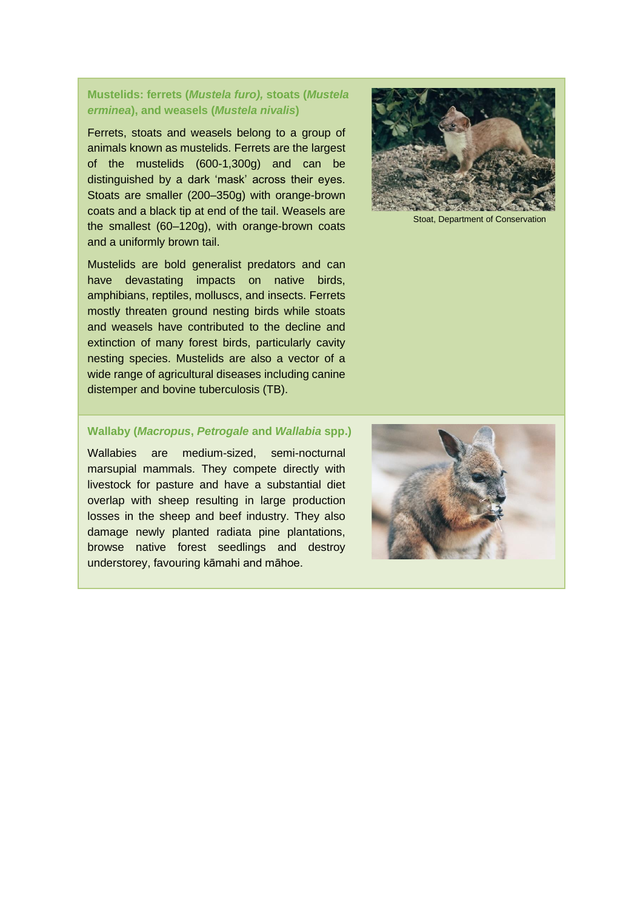### Mustelids: ferrets (*Mustela furo),* stoats (*Mustela erminea*), and weasels (*Mustela nivalis*)

Ferrets, stoats and weasels belong to a group of animals known as mustelids. Ferrets are the largest of the mustelids (600-1,300g) and can be distinguished by a dark 'mask' across their eyes. Stoats are smaller (200–350g) with orange-brown coats and a black tip at end of the tail. Weasels are the smallest (60–120g), with orange-brown coats and a uniformly brown tail.

Mustelids are bold generalist predators and can have devastating impacts on native birds, amphibians, reptiles, molluscs, and insects. Ferrets mostly threaten ground nesting birds while stoats and weasels have contributed to the decline and extinction of many forest birds, particularly cavity nesting species. Mustelids are also a vector of a wide range of agricultural diseases including canine distemper and bovine tuberculosis (TB).

Stoat, Department of Conservation

### Wallaby (*Macropus*, *Petrogale* and *Wallabia* spp.)

Wallabies are medium-sized, semi-nocturnal marsupial mammals. They compete directly with livestock for pasture and have a substantial diet overlap with sheep resulting in large production losses in the sheep and beef industry. They also damage newly planted radiata pine plantations, browse native forest seedlings and destroy understorey, favouring kāmahi and māhoe.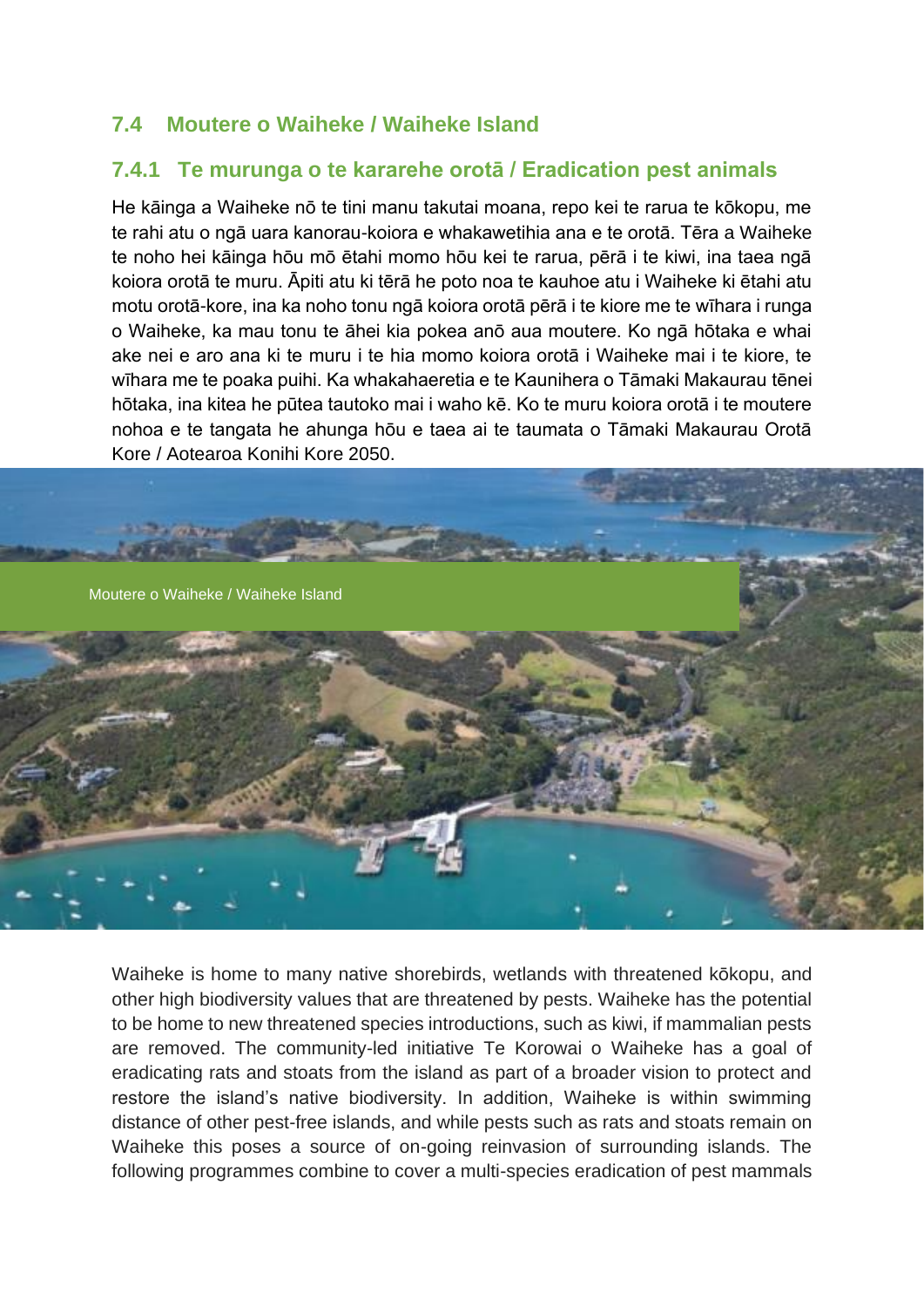## 7.4 Moutere o Waiheke / Waiheke Island

### 7.4.1 Te murunga o te kararehe orotā / Eradication pest animals

He kāinga a Waiheke nō te tini manu takutai moana, repo kei te rarua te kōkopu, me te rahi atu o ngā uara kanorau-koiora e whakawetihia ana e te orotā. Tēra a Waiheke te noho hei kāinga hōu mō ētahi momo hōu kei te rarua, pērā i te kiwi, ina taea ngā koiora orotā te muru. Āpiti atu ki tērā he poto noa te kauhoe atu i Waiheke ki ētahi atu motu orotā-kore, ina ka noho tonu ngā koiora orotā pērā i te kiore me te wīhara i runga o Waiheke, ka mau tonu te āhei kia pokea anō aua moutere. Ko ngā hōtaka e whai ake nei e aro ana ki te muru i te hia momo koiora orotā i Waiheke mai i te kiore, te wīhara me te poaka puihi. Ka whakahaeretia e te Kaunihera o Tāmaki Makaurau tēnei hōtaka, ina kitea he pūtea tautoko mai i waho kē. Ko te muru koiora orotā i te moutere nohoa e te tangata he ahunga hōu e taea ai te taumata o Tāmaki Makaurau Orotā Kore / Aotearoa Konihi Kore 2050.

Moutere o Waiheke / Waiheke Island

Waiheke is home to many native shorebirds, wetlands with threatened kōkopu, and other high biodiversity values that are threatened by pests. Waiheke has the potential to be home to new threatened species introductions, such as kiwi, if mammalian pests are removed. The community-led initiative Te Korowai o Waiheke has a goal of eradicating rats and stoats from the island as part of a broader vision to protect and restore the island's native biodiversity. In addition, Waiheke is within swimming distance of other pest-free islands, and while pests such as rats and stoats remain on Waiheke this poses a source of on-going reinvasion of surrounding islands. The following programmes combine to cover a multi-species eradication of pest mammals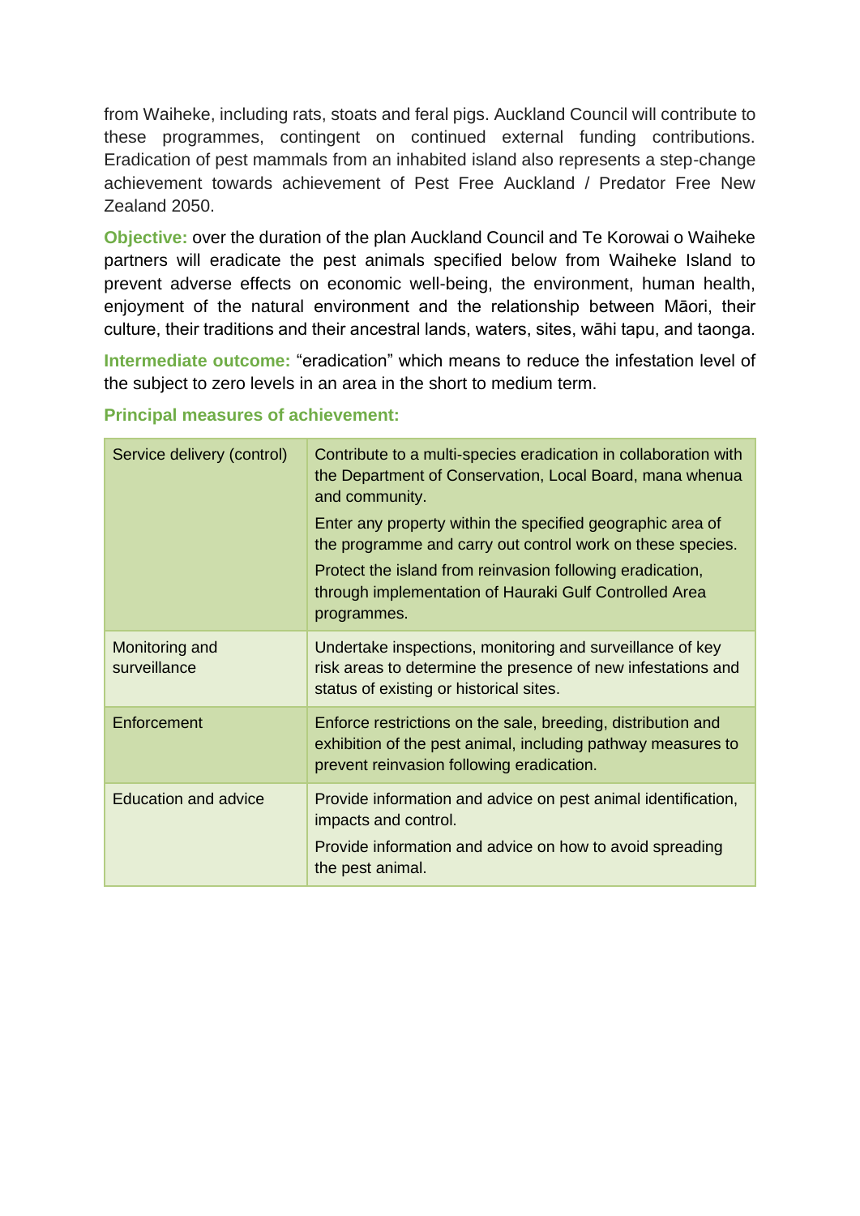from Waiheke, including rats, stoats and feral pigs. Auckland Council will contribute to these programmes, contingent on continued external funding contributions. Eradication of pest mammals from an inhabited island also represents a step-change achievement towards achievement of Pest Free Auckland / Predator Free New Zealand 2050.

**Objective:** over the duration of the plan Auckland Council and Te Korowai o Waiheke partners will eradicate the pest animals specified below from Waiheke Island to prevent adverse effects on economic well-being, the environment, human health, enjoyment of the natural environment and the relationship between Māori, their culture, their traditions and their ancestral lands, waters, sites, wāhi tapu, and taonga.

**Intermediate outcome:** "eradication" which means to reduce the infestation level of the subject to zero levels in an area in the short to medium term.

**Principal measures of achievement:**

| | |
|---|---|
| Service delivery (control) | Contribute to a multi-species eradication in collaboration with the Department of Conservation, Local Board, mana whenua and community.<br>Enter any property within the specified geographic area of the programme and carry out control work on these species.<br>Protect the island from reinvasion following eradication, through implementation of Hauraki Gulf Controlled Area programmes. |
| Monitoring and surveillance | Undertake inspections, monitoring and surveillance of key risk areas to determine the presence of new infestations and status of existing or historical sites. |
| Enforcement | Enforce restrictions on the sale, breeding, distribution and exhibition of the pest animal, including pathway measures to prevent reinvasion following eradication. |
| Education and advice | Provide information and advice on pest animal identification, impacts and control.<br>Provide information and advice on how to avoid spreading the pest animal. |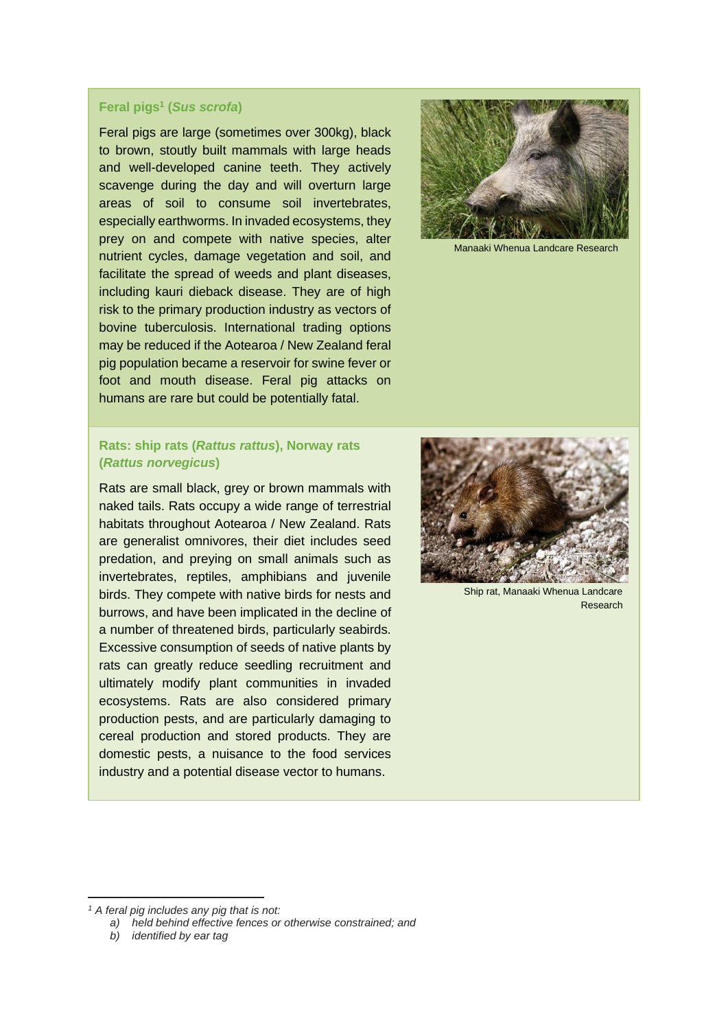### Feral pigs[1] (*Sus scrofa*)

Feral pigs are large (sometimes over 300kg), black to brown, stoutly built mammals with large heads and well-developed canine teeth. They actively scavenge during the day and will overturn large areas of soil to consume soil invertebrates, especially earthworms. In invaded ecosystems, they prey on and compete with native species, alter nutrient cycles, damage vegetation and soil, and facilitate the spread of weeds and plant diseases, including kauri dieback disease. They are of high risk to the primary production industry as vectors of bovine tuberculosis. International trading options may be reduced if the Aotearoa / New Zealand feral pig population became a reservoir for swine fever or foot and mouth disease. Feral pig attacks on humans are rare but could be potentially fatal.

Manaaki Whenua Landcare Research

### Rats: ship rats (*Rattus rattus*), Norway rats (*Rattus norvegicus*)

Rats are small black, grey or brown mammals with naked tails. Rats occupy a wide range of terrestrial habitats throughout Aotearoa / New Zealand. Rats are generalist omnivores, their diet includes seed predation, and preying on small animals such as invertebrates, reptiles, amphibians and juvenile birds. They compete with native birds for nests and burrows, and have been implicated in the decline of a number of threatened birds, particularly seabirds. Excessive consumption of seeds of native plants by rats can greatly reduce seedling recruitment and ultimately modify plant communities in invaded ecosystems. Rats are also considered primary production pests, and are particularly damaging to cereal production and stored products. They are domestic pests, a nuisance to the food services industry and a potential disease vector to humans.

Ship rat, Manaaki Whenua Landcare Research

---

[1] *A feral pig includes any pig that is not:*

a) *held behind effective fences or otherwise constrained; and*
b) *identified by ear tag*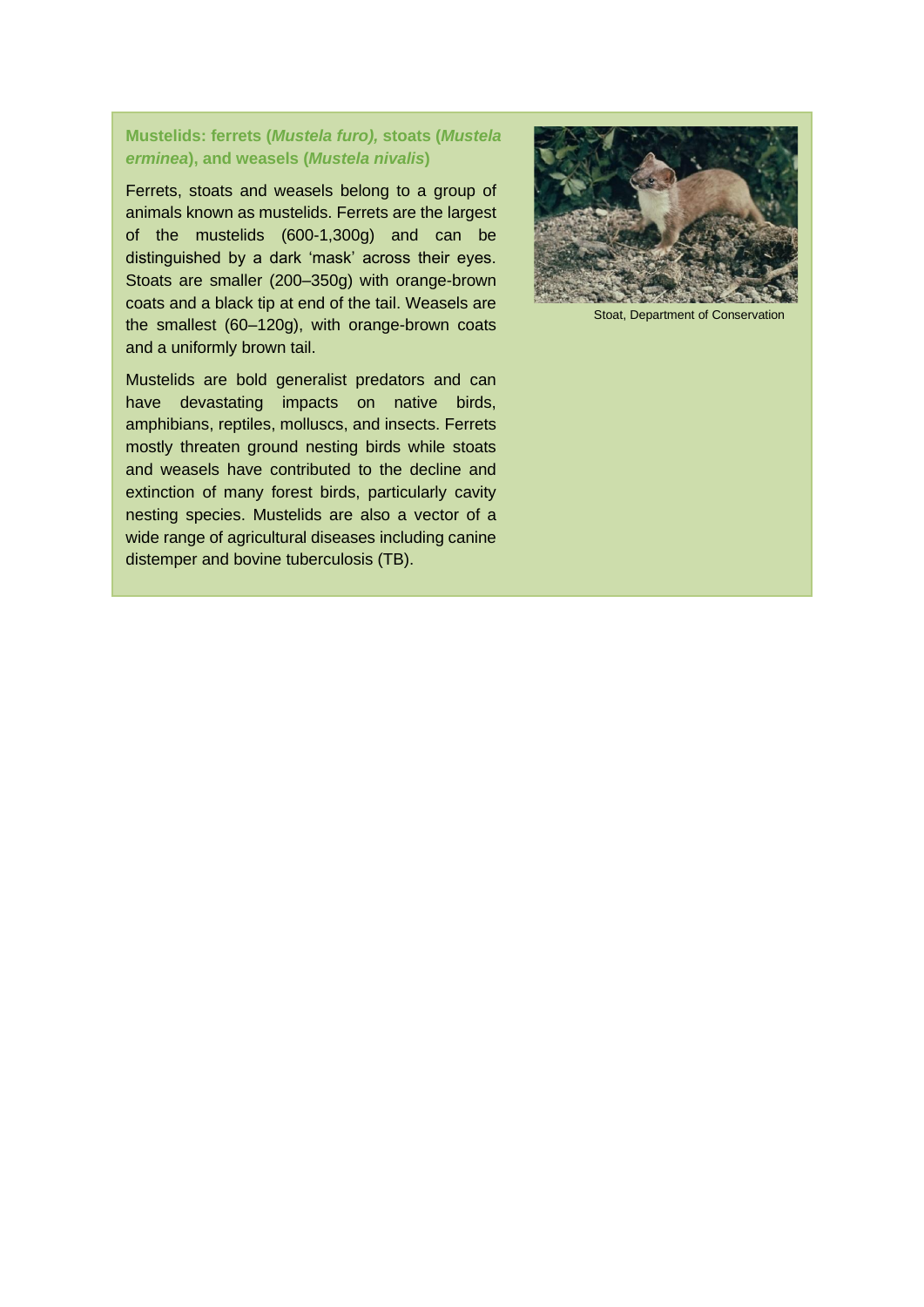### Mustelids: ferrets (*Mustela furo),* stoats (*Mustela erminea*), and weasels (*Mustela nivalis*)

Ferrets, stoats and weasels belong to a group of animals known as mustelids. Ferrets are the largest of the mustelids (600-1,300g) and can be distinguished by a dark 'mask' across their eyes. Stoats are smaller (200–350g) with orange-brown coats and a black tip at end of the tail. Weasels are the smallest (60–120g), with orange-brown coats and a uniformly brown tail.

Mustelids are bold generalist predators and can have devastating impacts on native birds, amphibians, reptiles, molluscs, and insects. Ferrets mostly threaten ground nesting birds while stoats and weasels have contributed to the decline and extinction of many forest birds, particularly cavity nesting species. Mustelids are also a vector of a wide range of agricultural diseases including canine distemper and bovine tuberculosis (TB).

Stoat, Department of Conservation